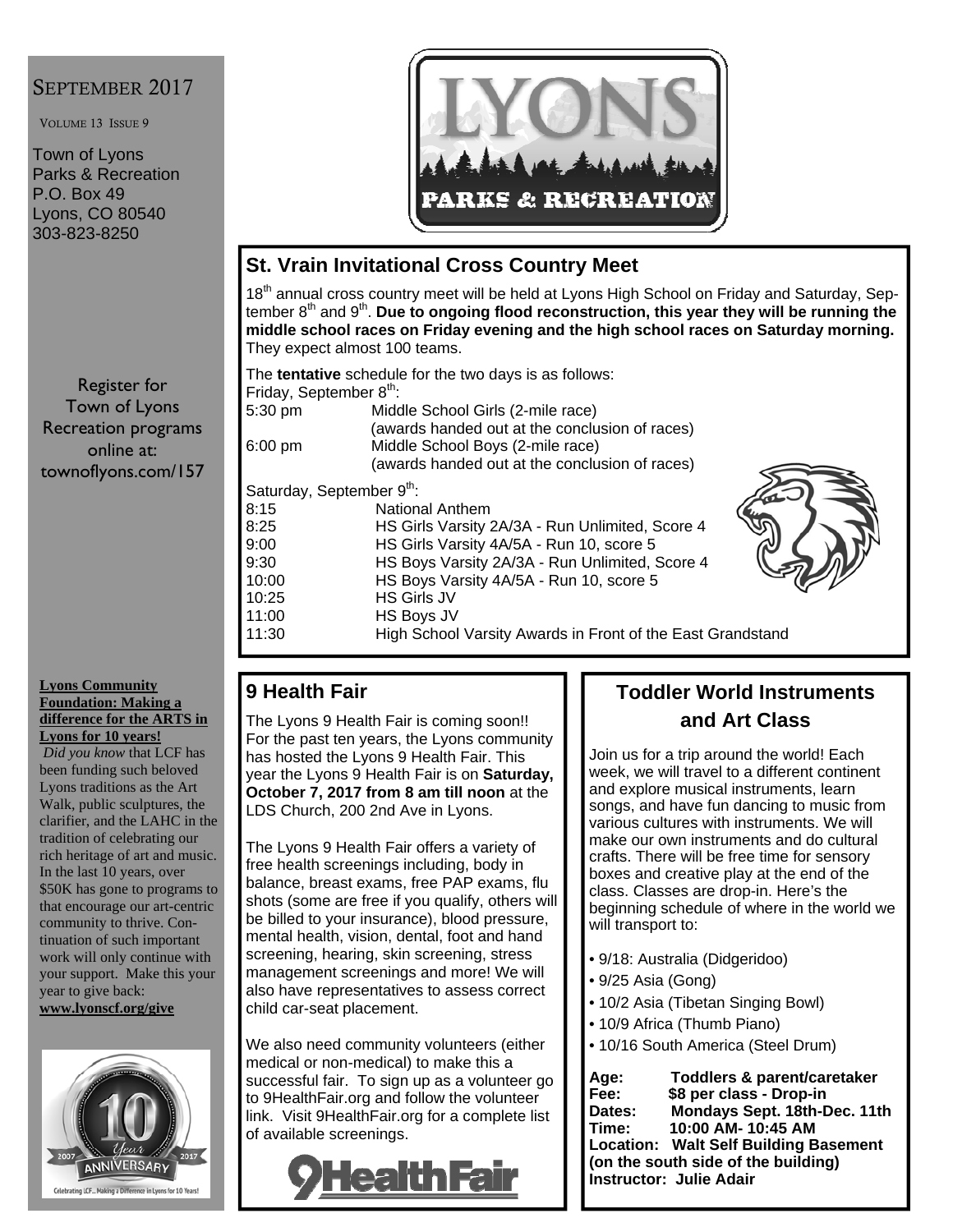SEPTEMBER 2017

VOLUME 13 ISSUE 9

Town of Lyons
Parks & Recreation
P.O. Box 49
Lyons, CO 80540
303-823-8250

Register for Town of Lyons Recreation programs online at: townoflyons.com/157

**Lyons Community Foundation: Making a difference for the ARTS in Lyons for 10 years!**

*Did you know* that LCF has been funding such beloved Lyons traditions as the Art Walk, public sculptures, the clarifier, and the LAHC in the tradition of celebrating our rich heritage of art and music. In the last 10 years, over $50K has gone to programs to that encourage our art-centric community to thrive. Continuation of such important work will only continue with your support. Make this your year to give back: **www.lyonscf.org/give**

LYONS PARKS & RECREATION

## St. Vrain Invitational Cross Country Meet

18th annual cross country meet will be held at Lyons High School on Friday and Saturday, September 8th and 9th. **Due to ongoing flood reconstruction, this year they will be running the middle school races on Friday evening and the high school races on Saturday morning.** They expect almost 100 teams.

The **tentative** schedule for the two days is as follows:

Friday, September 8th:

| | |
|---|---|
| 5:30 pm | Middle School Girls (2-mile race) (awards handed out at the conclusion of races) |
| 6:00 pm | Middle School Boys (2-mile race) (awards handed out at the conclusion of races) |

Saturday, September 9th:

| | |
|---|---|
| 8:15 | National Anthem |
| 8:25 | HS Girls Varsity 2A/3A - Run Unlimited, Score 4 |
| 9:00 | HS Girls Varsity 4A/5A - Run 10, score 5 |
| 9:30 | HS Boys Varsity 2A/3A - Run Unlimited, Score 4 |
| 10:00 | HS Boys Varsity 4A/5A - Run 10, score 5 |
| 10:25 | HS Girls JV |
| 11:00 | HS Boys JV |
| 11:30 | High School Varsity Awards in Front of the East Grandstand |

## 9 Health Fair

The Lyons 9 Health Fair is coming soon!! For the past ten years, the Lyons community has hosted the Lyons 9 Health Fair. This year the Lyons 9 Health Fair is on **Saturday, October 7, 2017 from 8 am till noon** at the LDS Church, 200 2nd Ave in Lyons.

The Lyons 9 Health Fair offers a variety of free health screenings including, body in balance, breast exams, free PAP exams, flu shots (some are free if you qualify, others will be billed to your insurance), blood pressure, mental health, vision, dental, foot and hand screening, hearing, skin screening, stress management screenings and more! We will also have representatives to assess correct child car-seat placement.

We also need community volunteers (either medical or non-medical) to make this a successful fair. To sign up as a volunteer go to 9HealthFair.org and follow the volunteer link. Visit 9HealthFair.org for a complete list of available screenings.

## Toddler World Instruments and Art Class

Join us for a trip around the world! Each week, we will travel to a different continent and explore musical instruments, learn songs, and have fun dancing to music from various cultures with instruments. We will make our own instruments and do cultural crafts. There will be free time for sensory boxes and creative play at the end of the class. Classes are drop-in. Here's the beginning schedule of where in the world we will transport to:

- 9/18: Australia (Didgeridoo)
- 9/25 Asia (Gong)
- 10/2 Asia (Tibetan Singing Bowl)
- 10/9 Africa (Thumb Piano)
- 10/16 South America (Steel Drum)

**Age:** Toddlers & parent/caretaker
**Fee:** $8 per class - Drop-in
**Dates:** Mondays Sept. 18th-Dec. 11th
**Time:** 10:00 AM- 10:45 AM
**Location:** Walt Self Building Basement (on the south side of the building)
**Instructor:** Julie Adair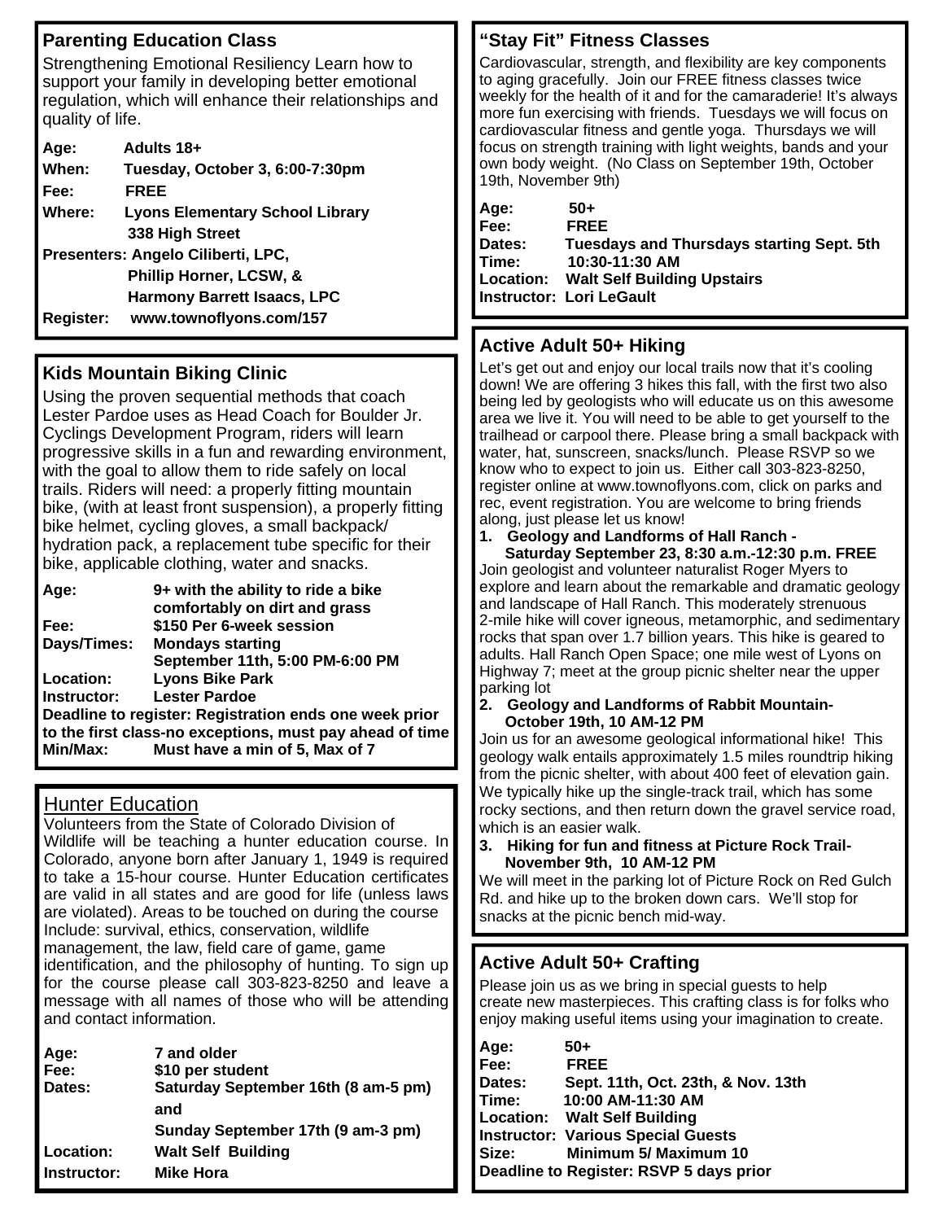## Parenting Education Class

Strengthening Emotional Resiliency Learn how to support your family in developing better emotional regulation, which will enhance their relationships and quality of life.

**Age:** Adults 18+
**When:** Tuesday, October 3, 6:00-7:30pm
**Fee:** FREE
**Where:** Lyons Elementary School Library
338 High Street
**Presenters:** Angelo Ciliberti, LPC,
Phillip Horner, LCSW, &
Harmony Barrett Isaacs, LPC
**Register:** www.townoflyons.com/157

## Kids Mountain Biking Clinic

Using the proven sequential methods that coach Lester Pardoe uses as Head Coach for Boulder Jr. Cyclings Development Program, riders will learn progressive skills in a fun and rewarding environment, with the goal to allow them to ride safely on local trails. Riders will need: a properly fitting mountain bike, (with at least front suspension), a properly fitting bike helmet, cycling gloves, a small backpack/ hydration pack, a replacement tube specific for their bike, applicable clothing, water and snacks.

**Age:** 9+ with the ability to ride a bike comfortably on dirt and grass
**Fee:** $150 Per 6-week session
**Days/Times:** Mondays starting September 11th, 5:00 PM-6:00 PM
**Location:** Lyons Bike Park
**Instructor:** Lester Pardoe
**Deadline to register: Registration ends one week prior to the first class-no exceptions, must pay ahead of time**
**Min/Max:** Must have a min of 5, Max of 7

## Hunter Education

Volunteers from the State of Colorado Division of Wildlife will be teaching a hunter education course. In Colorado, anyone born after January 1, 1949 is required to take a 15-hour course. Hunter Education certificates are valid in all states and are good for life (unless laws are violated). Areas to be touched on during the course Include: survival, ethics, conservation, wildlife management, the law, field care of game, game identification, and the philosophy of hunting. To sign up for the course please call 303-823-8250 and leave a message with all names of those who will be attending and contact information.

**Age:** 7 and older
**Fee:** $10 per student
**Dates:** Saturday September 16th (8 am-5 pm) and Sunday September 17th (9 am-3 pm)
**Location:** Walt Self Building
**Instructor:** Mike Hora

## "Stay Fit" Fitness Classes

Cardiovascular, strength, and flexibility are key components to aging gracefully. Join our FREE fitness classes twice weekly for the health of it and for the camaraderie! It's always more fun exercising with friends. Tuesdays we will focus on cardiovascular fitness and gentle yoga. Thursdays we will focus on strength training with light weights, bands and your own body weight. (No Class on September 19th, October 19th, November 9th)

**Age:** 50+
**Fee:** FREE
**Dates:** Tuesdays and Thursdays starting Sept. 5th
**Time:** 10:30-11:30 AM
**Location:** Walt Self Building Upstairs
**Instructor:** Lori LeGault

## Active Adult 50+ Hiking

Let's get out and enjoy our local trails now that it's cooling down! We are offering 3 hikes this fall, with the first two also being led by geologists who will educate us on this awesome area we live it. You will need to be able to get yourself to the trailhead or carpool there. Please bring a small backpack with water, hat, sunscreen, snacks/lunch. Please RSVP so we know who to expect to join us. Either call 303-823-8250, register online at www.townoflyons.com, click on parks and rec, event registration. You are welcome to bring friends along, just please let us know!

1. **Geology and Landforms of Hall Ranch - Saturday September 23, 8:30 a.m.-12:30 p.m. FREE**

Join geologist and volunteer naturalist Roger Myers to explore and learn about the remarkable and dramatic geology and landscape of Hall Ranch. This moderately strenuous 2-mile hike will cover igneous, metamorphic, and sedimentary rocks that span over 1.7 billion years. This hike is geared to adults. Hall Ranch Open Space; one mile west of Lyons on Highway 7; meet at the group picnic shelter near the upper parking lot

2. **Geology and Landforms of Rabbit Mountain- October 19th, 10 AM-12 PM**

Join us for an awesome geological informational hike! This geology walk entails approximately 1.5 miles roundtrip hiking from the picnic shelter, with about 400 feet of elevation gain. We typically hike up the single-track trail, which has some rocky sections, and then return down the gravel service road, which is an easier walk.

3. **Hiking for fun and fitness at Picture Rock Trail- November 9th, 10 AM-12 PM**

We will meet in the parking lot of Picture Rock on Red Gulch Rd. and hike up to the broken down cars. We'll stop for snacks at the picnic bench mid-way.

## Active Adult 50+ Crafting

Please join us as we bring in special guests to help create new masterpieces. This crafting class is for folks who enjoy making useful items using your imagination to create.

**Age:** 50+
**Fee:** FREE
**Dates:** Sept. 11th, Oct. 23th, & Nov. 13th
**Time:** 10:00 AM-11:30 AM
**Location:** Walt Self Building
**Instructor:** Various Special Guests
**Size:** Minimum 5/ Maximum 10
**Deadline to Register: RSVP 5 days prior**